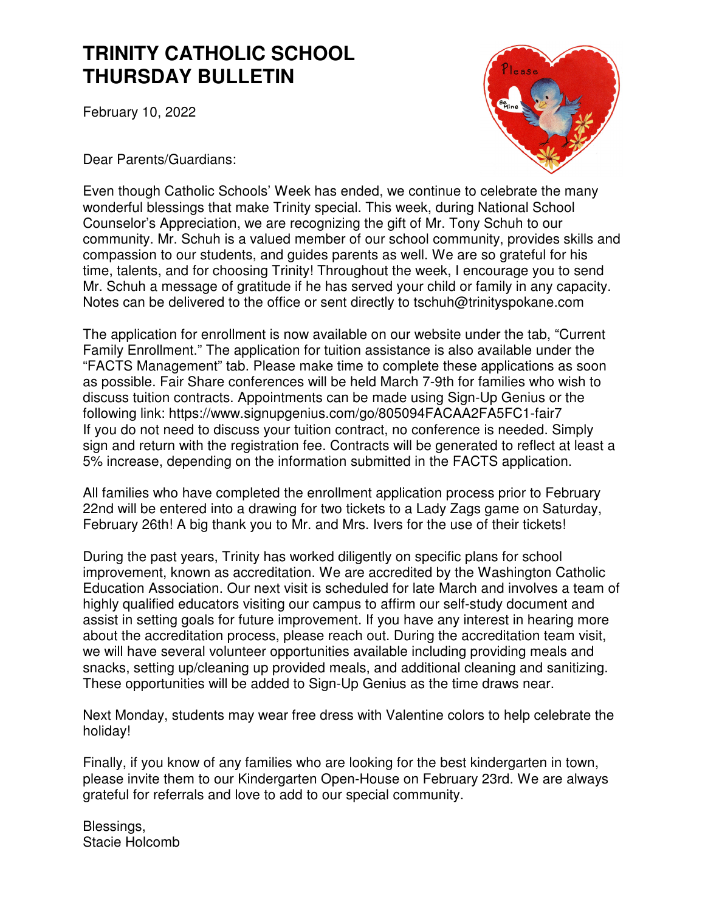# TRINITY CATHOLIC SCHOOL THURSDAY BULLETIN

February 10, 2022

Dear Parents/Guardians:

Even though Catholic Schools' Week has ended, we continue to celebrate the many wonderful blessings that make Trinity special. This week, during National School Counselor's Appreciation, we are recognizing the gift of Mr. Tony Schuh to our community. Mr. Schuh is a valued member of our school community, provides skills and compassion to our students, and guides parents as well. We are so grateful for his time, talents, and for choosing Trinity! Throughout the week, I encourage you to send Mr. Schuh a message of gratitude if he has served your child or family in any capacity. Notes can be delivered to the office or sent directly to tschuh@trinityspokane.com

The application for enrollment is now available on our website under the tab, "Current Family Enrollment." The application for tuition assistance is also available under the "FACTS Management" tab. Please make time to complete these applications as soon as possible. Fair Share conferences will be held March 7-9th for families who wish to discuss tuition contracts. Appointments can be made using Sign-Up Genius or the following link: https://www.signupgenius.com/go/805094FACAA2FA5FC1-fair7
If you do not need to discuss your tuition contract, no conference is needed. Simply sign and return with the registration fee. Contracts will be generated to reflect at least a 5% increase, depending on the information submitted in the FACTS application.

All families who have completed the enrollment application process prior to February 22nd will be entered into a drawing for two tickets to a Lady Zags game on Saturday, February 26th! A big thank you to Mr. and Mrs. Ivers for the use of their tickets!

During the past years, Trinity has worked diligently on specific plans for school improvement, known as accreditation. We are accredited by the Washington Catholic Education Association. Our next visit is scheduled for late March and involves a team of highly qualified educators visiting our campus to affirm our self-study document and assist in setting goals for future improvement. If you have any interest in hearing more about the accreditation process, please reach out. During the accreditation team visit, we will have several volunteer opportunities available including providing meals and snacks, setting up/cleaning up provided meals, and additional cleaning and sanitizing. These opportunities will be added to Sign-Up Genius as the time draws near.

Next Monday, students may wear free dress with Valentine colors to help celebrate the holiday!

Finally, if you know of any families who are looking for the best kindergarten in town, please invite them to our Kindergarten Open-House on February 23rd. We are always grateful for referrals and love to add to our special community.

Blessings,
Stacie Holcomb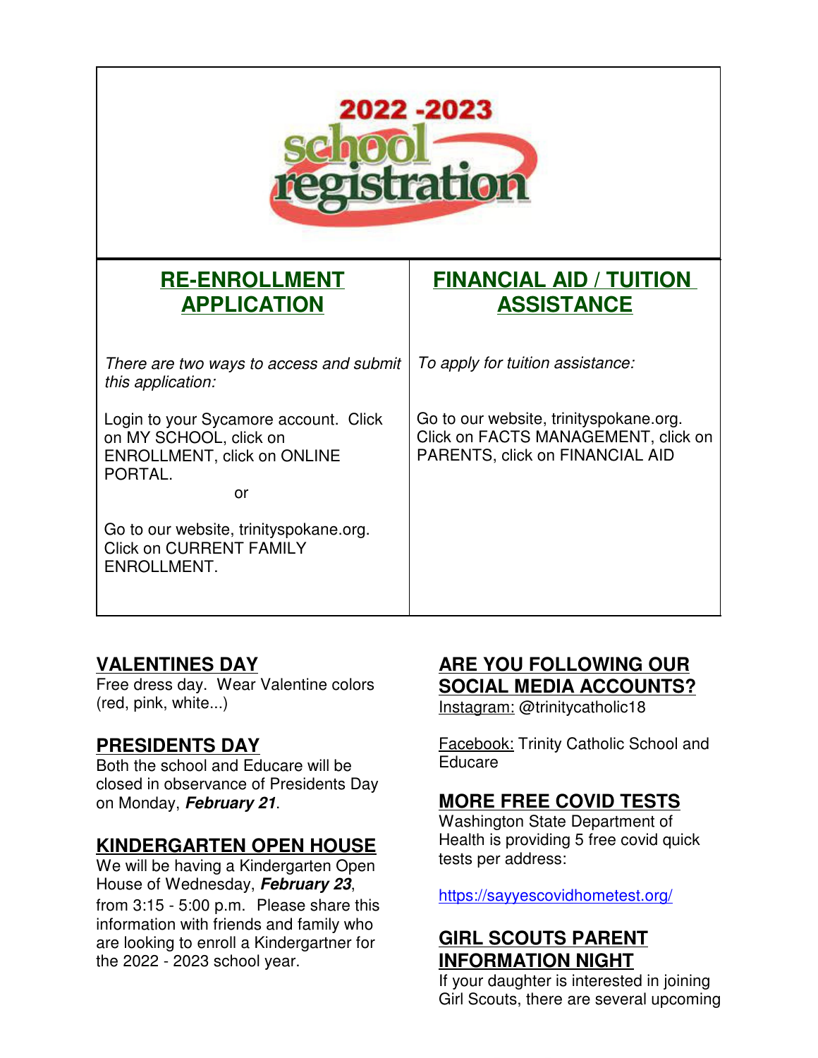# 2022 -2023 school registration

| RE-ENROLLMENT APPLICATION | FINANCIAL AID / TUITION ASSISTANCE |
| --- | --- |
| *There are two ways to access and submit this application:* <br><br> Login to your Sycamore account. Click on MY SCHOOL, click on ENROLLMENT, click on ONLINE PORTAL. <br> or <br><br> Go to our website, trinityspokane.org. Click on CURRENT FAMILY ENROLLMENT. | *To apply for tuition assistance:* <br><br> Go to our website, trinityspokane.org. Click on FACTS MANAGEMENT, click on PARENTS, click on FINANCIAL AID |

## VALENTINES DAY

Free dress day. Wear Valentine colors (red, pink, white...)

## PRESIDENTS DAY

Both the school and Educare will be closed in observance of Presidents Day on Monday, ***February 21***.

## KINDERGARTEN OPEN HOUSE

We will be having a Kindergarten Open House of Wednesday, ***February 23***, from 3:15 - 5:00 p.m. Please share this information with friends and family who are looking to enroll a Kindergartner for the 2022 - 2023 school year.

## ARE YOU FOLLOWING OUR SOCIAL MEDIA ACCOUNTS?

Instagram: @trinitycatholic18

Facebook: Trinity Catholic School and Educare

## MORE FREE COVID TESTS

Washington State Department of Health is providing 5 free covid quick tests per address:

https://sayyescovidhometest.org/

## GIRL SCOUTS PARENT INFORMATION NIGHT

If your daughter is interested in joining Girl Scouts, there are several upcoming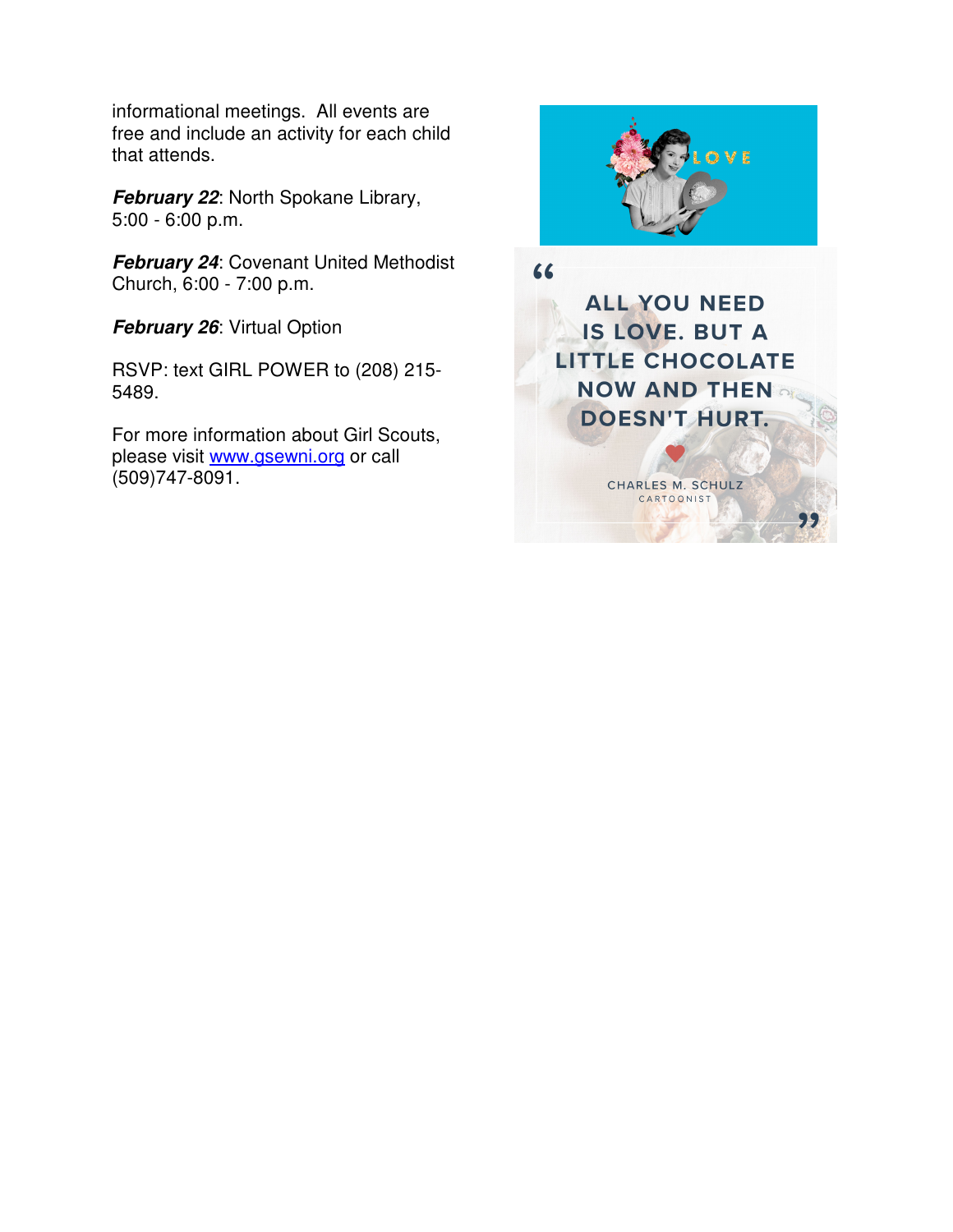informational meetings. All events are free and include an activity for each child that attends.

***February 22***: North Spokane Library, 5:00 - 6:00 p.m.

***February 24***: Covenant United Methodist Church, 6:00 - 7:00 p.m.

***February 26***: Virtual Option

RSVP: text GIRL POWER to (208) 215-5489.

For more information about Girl Scouts, please visit [www.gsewni.org](http://www.gsewni.org) or call (509)747-8091.